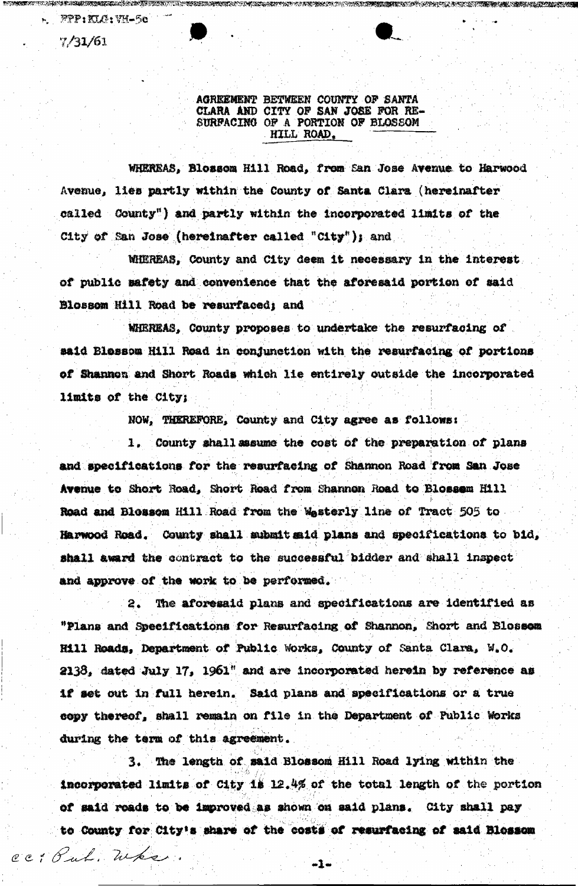FPP:KLG:VH-5c

7/31/61

AGREEMENT BETWEEN COUNTY OF SANTA CLARA AND CITY OF SAN JOSE FOR RESURFACING OF A PORTION OF BLOSSOM HILL ROAD.

WHEREAS, Blossom Hill Road, from San Jose Avenue to Harwood Avenue, lies partly within the County of Santa Clara (hereinafter called County") and partly within the incorporated limits of the City of San Jose (hereinafter called "City"); and

WHEREAS, County and City deem it necessary in the interest of public safety and convenience that the aforesaid portion of said Blossom Hill Road be resurfaced; and

WHEREAS, County proposes to undertake the resurfacing of said Blossom Hill Road in conjunction with the resurfacing of portions of Shannon and Short Roads which lie entirely outside the incorporated limits of the City;

NOW, THEREFORE, County and City agree as follows:

1. County shall assume the cost of the preparation of plans and specifications for the resurfacing of Shannon Road from San Jose Avenue to Short Road, Short Road from Shannon Road to Blossom Hill Road and Blossom Hill Road from the Westerly line of Tract 505 to Harwood Road. County shall submit said plans and specifications to bid, shall award the contract to the successful bidder and shall inspect and approve of the work to be performed.

2. The aforesaid plans and specifications are identified as "Plans and Specifications for Resurfacing of Shannon, Short and Blossom Hill Roads, Department of Public Works, County of Santa Clara, W.O. 2138, dated July 17, 1961" and are incorporated herein by reference as if set out in full herein. Said plans and specifications or a true copy thereof, shall remain on file in the Department of Public Works during the term of this agreement.

3. The length of said Blossom Hill Road lying within the incorporated limits of City is 12.4% of the total length of the portion of said roads to be improved as shown on said plans. City shall pay to County for City's share of the costs of resurfacing of said Blossom

cc: Pub. Wks.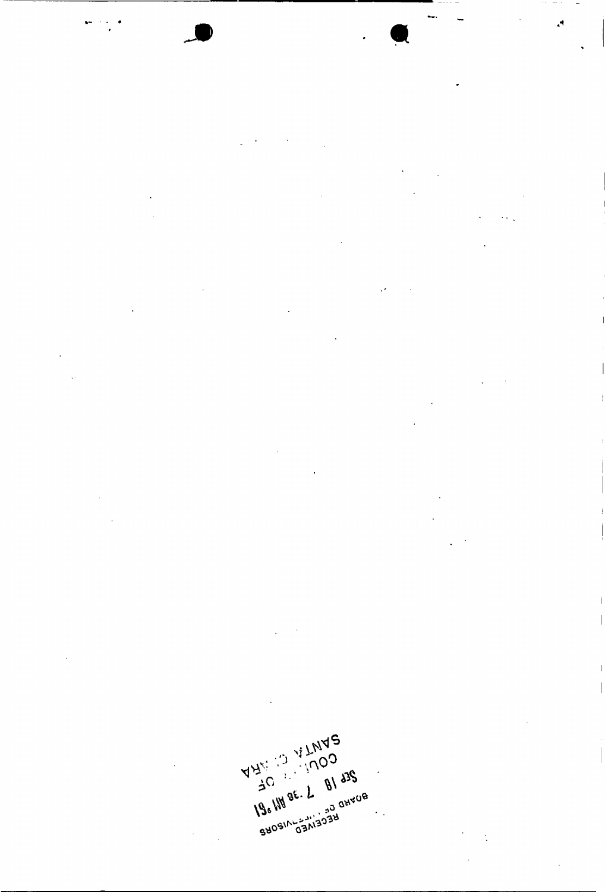RECEIVED
BOARD OF SUPERVISORS
SEP 18 7:38 AM '61
COUNTY OF
SANTA CLARA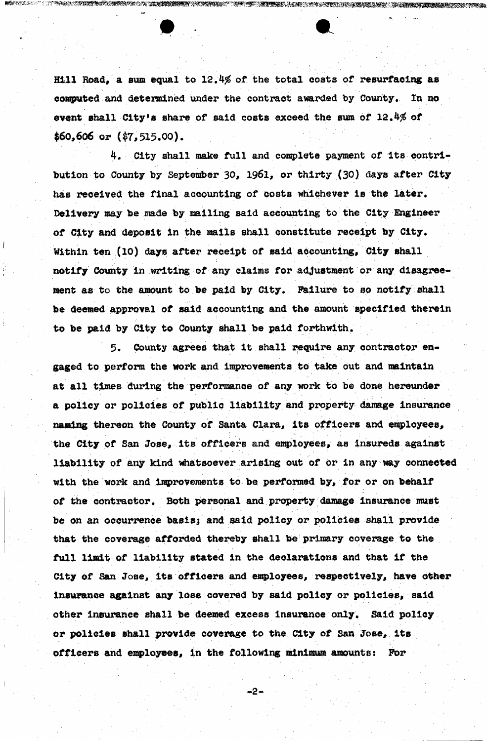Hill Road, a sum equal to 12.4% of the total costs of resurfacing as computed and determined under the contract awarded by County. In no event shall City's share of said costs exceed the sum of 12.4% of $60,606 or ($7,515.00).

4. City shall make full and complete payment of its contribution to County by September 30, 1961, or thirty (30) days after City has received the final accounting of costs whichever is the later. Delivery may be made by mailing said accounting to the City Engineer of City and deposit in the mails shall constitute receipt by City. Within ten (10) days after receipt of said accounting, City shall notify County in writing of any claims for adjustment or any disagreement as to the amount to be paid by City. Failure to so notify shall be deemed approval of said accounting and the amount specified therein to be paid by City to County shall be paid forthwith.

5. County agrees that it shall require any contractor engaged to perform the work and improvements to take out and maintain at all times during the performance of any work to be done hereunder a policy or policies of public liability and property damage insurance naming thereon the County of Santa Clara, its officers and employees, the City of San Jose, its officers and employees, as insureds against liability of any kind whatsoever arising out of or in any way connected with the work and improvements to be performed by, for or on behalf of the contractor. Both personal and property damage insurance must be on an occurrence basis; and said policy or policies shall provide that the coverage afforded thereby shall be primary coverage to the full limit of liability stated in the declarations and that if the City of San Jose, its officers and employees, respectively, have other insurance against any loss covered by said policy or policies, said other insurance shall be deemed excess insurance only. Said policy or policies shall provide coverage to the City of San Jose, its officers and employees, in the following minimum amounts: For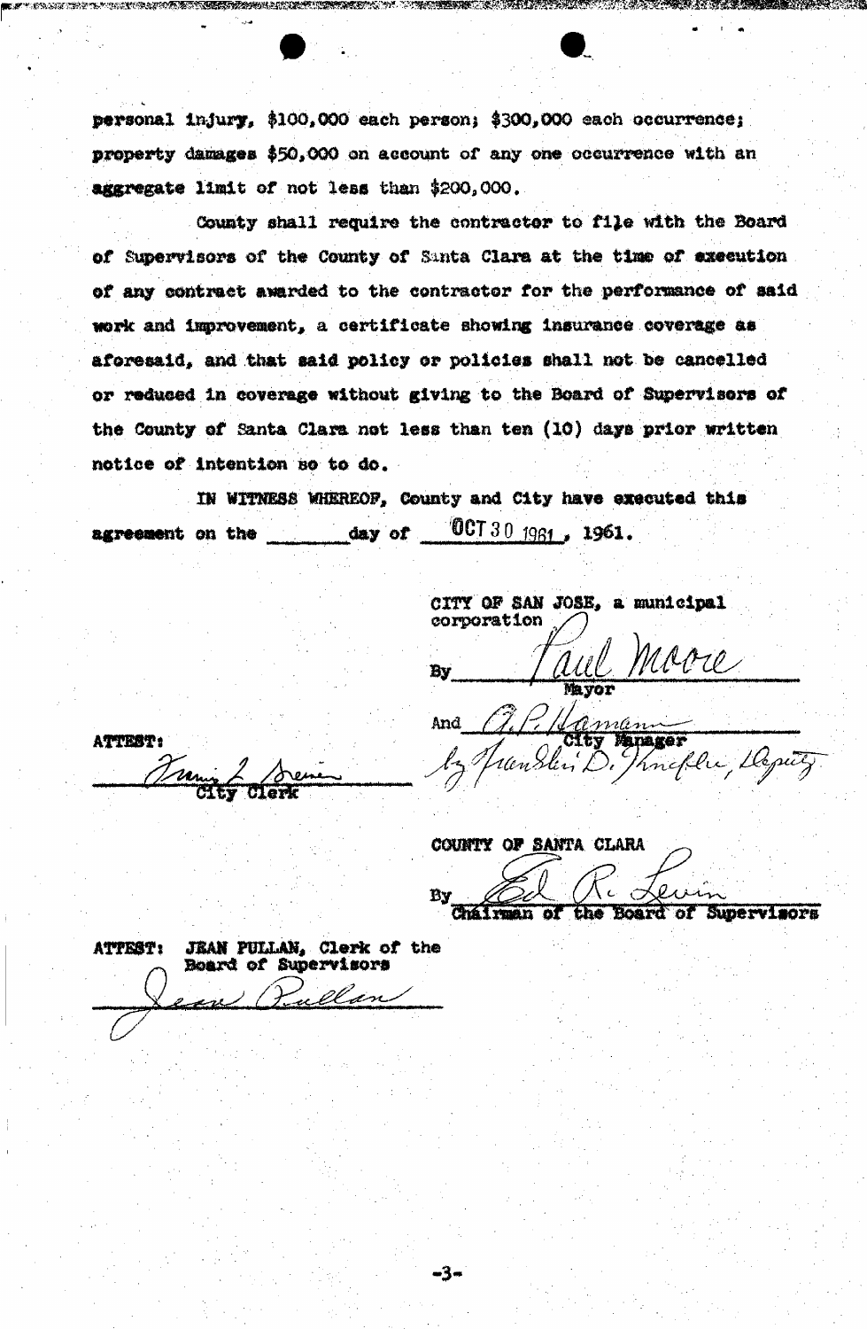personal injury, $100,000 each person; $300,000 each occurrence; property damages $50,000 on account of any one occurrence with an aggregate limit of not less than $200,000.

County shall require the contractor to file with the Board of Supervisors of the County of Santa Clara at the time of execution of any contract awarded to the contractor for the performance of said work and improvement, a certificate showing insurance coverage as aforesaid, and that said policy or policies shall not be cancelled or reduced in coverage without giving to the Board of Supervisors of the County of Santa Clara not less than ten (10) days prior written notice of intention so to do.

IN WITNESS WHEREOF, County and City have executed this agreement on the _______ day of OCT 30 1961, 1961.

CITY OF SAN JOSE, a municipal corporation

By Paul Moore
Mayor

And A. P. Hamann
City Manager
by Franklin D. Knepler, Deputy

ATTEST:

Francis L. Greiner
City Clerk

COUNTY OF SANTA CLARA

By Ed R. Levin
Chairman of the Board of Supervisors

ATTEST: JEAN PULLAN, Clerk of the Board of Supervisors

Jean Pullan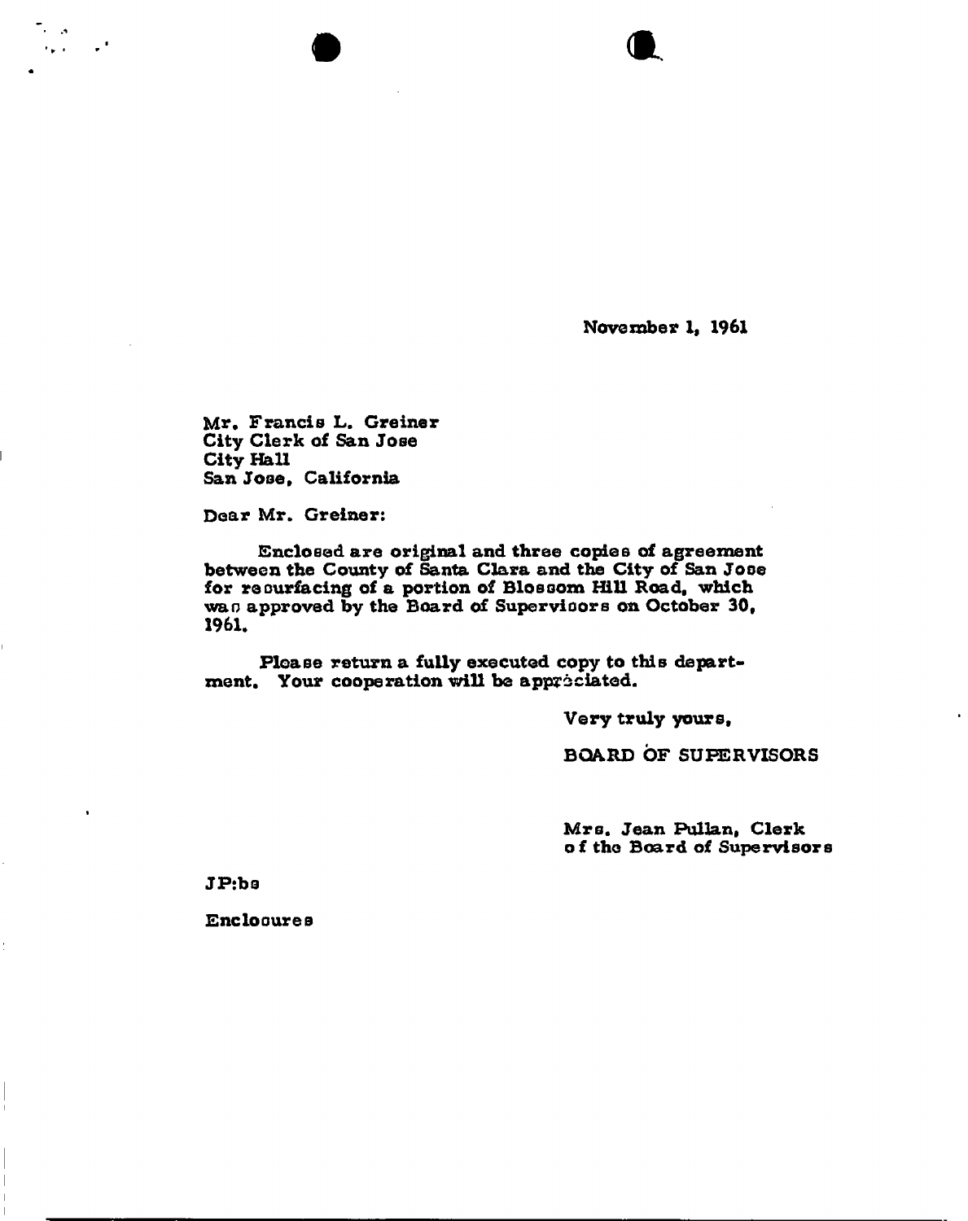November 1, 1961

Mr. Francis L. Greiner
City Clerk of San Jose
City Hall
San Jose, California

Dear Mr. Greiner:

Enclosed are original and three copies of agreement between the County of Santa Clara and the City of San Jose for resurfacing of a portion of Blossom Hill Road, which was approved by the Board of Supervisors on October 30, 1961.

Please return a fully executed copy to this department. Your cooperation will be appreciated.

Very truly yours,

BOARD OF SUPERVISORS

Mrs. Jean Pullan, Clerk
of the Board of Supervisors

JP:bs

Enclosures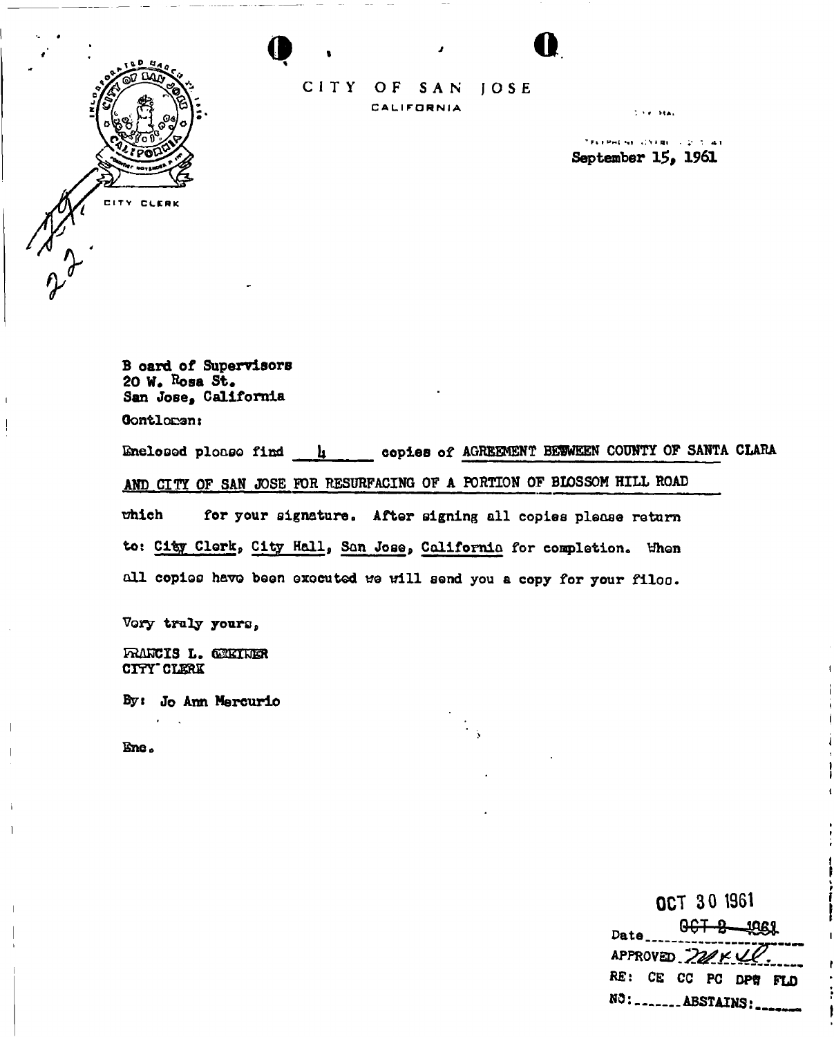CITY OF SAN JOSE

CALIFORNIA

CITY CLERK

September 15, 1961

B oard of Supervisors
20 W. Rosa St.
San Jose, California

Gontlomen:

Enclosed please find 4 copies of AGREEMENT BETWEEN COUNTY OF SANTA CLARA AND CITY OF SAN JOSE FOR RESURFACING OF A PORTION OF BLOSSOM HILL ROAD

which for your signature. After signing all copies please return to: City Clerk, City Hall, San Jose, California for completion. When all copies have been executed we will send you a copy for your files.

Very truly yours,

FRANCIS L. GREINER
CITY CLERK

By: Jo Ann Mercurio

Enc.

OCT 30 1961

Date ~~OCT 2 1961~~

APPROVED 

RE: CE CC PC DPW FLD

NO: ______ ABSTAINS: ______